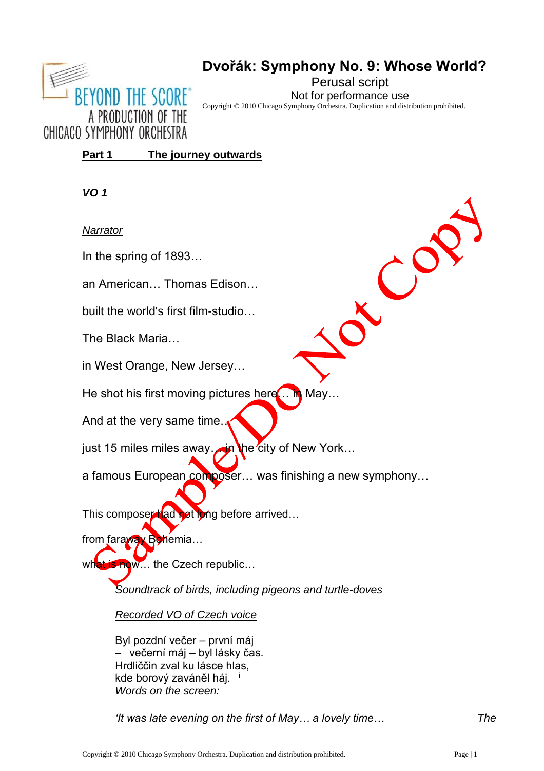# Dvořák: Symphony No. 9: Whose World?

Perusal script

Not for performance use

Copyright © 2010 Chicago Symphony Orchestra. Duplication and distribution prohibited.

BEYOND THE SCORE® A PRODUCTION OF THE CHICAGO SYMPHONY ORCHESTRA

## Part 1 The journey outwards

***VO 1***

*Narrator*

In the spring of 1893…

an American… Thomas Edison…

built the world's first film-studio…

The Black Maria…

in West Orange, New Jersey…

He shot his first moving pictures here… in May…

And at the very same time…

just 15 miles miles away… in the city of New York…

a famous European composer… was finishing a new symphony…

This composer had not long before arrived…

from faraway Bohemia…

what is now… the Czech republic…

*Soundtrack of birds, including pigeons and turtle-doves*

*Recorded VO of Czech voice*

Byl pozdní večer – první máj
– večerní máj – byl lásky čas.
Hrdliččin zval ku lásce hlas,
kde borový zaváněl háj. [i]

*Words on the screen:*

*'It was late evening on the first of May… a lovely time…* *The*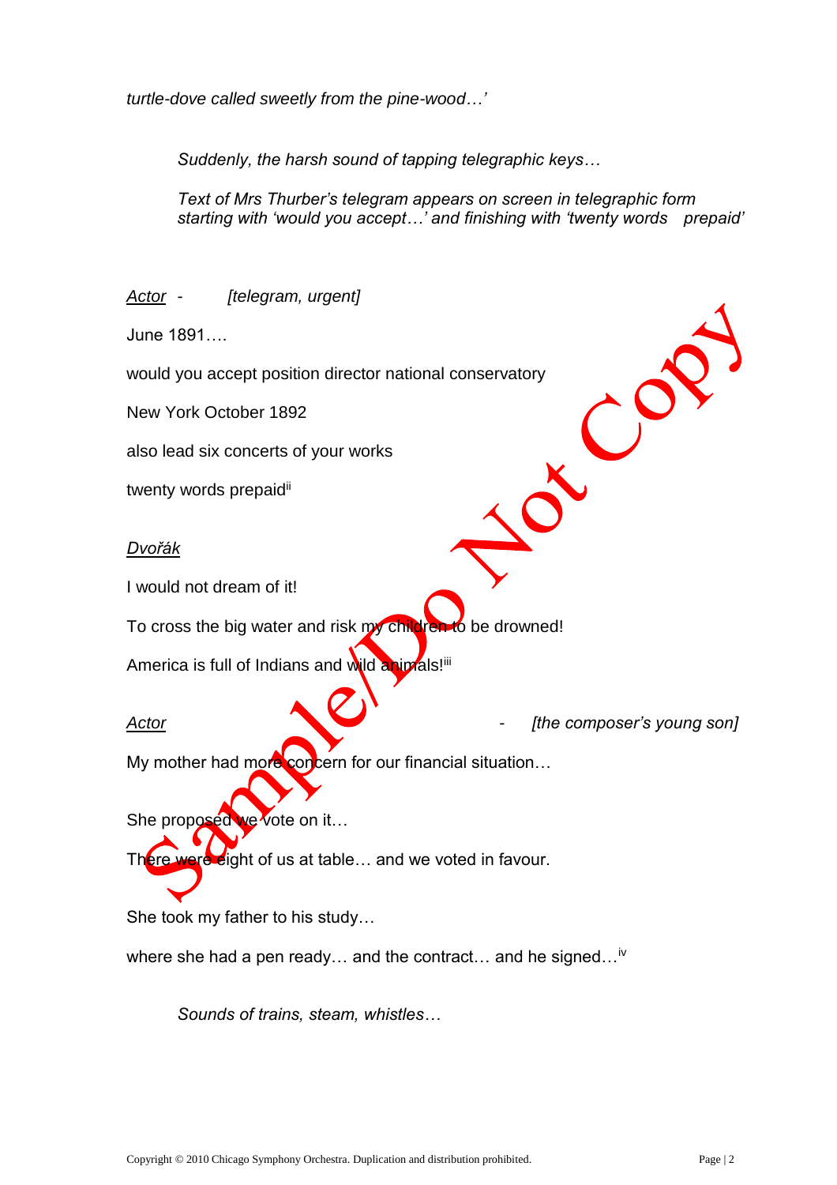*turtle-dove called sweetly from the pine-wood…'*

*Suddenly, the harsh sound of tapping telegraphic keys…*

*Text of Mrs Thurber's telegram appears on screen in telegraphic form starting with 'would you accept…' and finishing with 'twenty words prepaid'*

*Actor* - *[telegram, urgent]*

June 1891….

would you accept position director national conservatory

New York October 1892

also lead six concerts of your works

twenty words prepaid[ii]

*Dvořák*

I would not dream of it!

To cross the big water and risk my children to be drowned!

America is full of Indians and wild animals![iii]

*Actor* - *[the composer's young son]*

My mother had more concern for our financial situation…

She proposed we vote on it…

There were eight of us at table… and we voted in favour.

She took my father to his study…

where she had a pen ready… and the contract… and he signed…[iv]

*Sounds of trains, steam, whistles…*

Copyright © 2010 Chicago Symphony Orchestra. Duplication and distribution prohibited.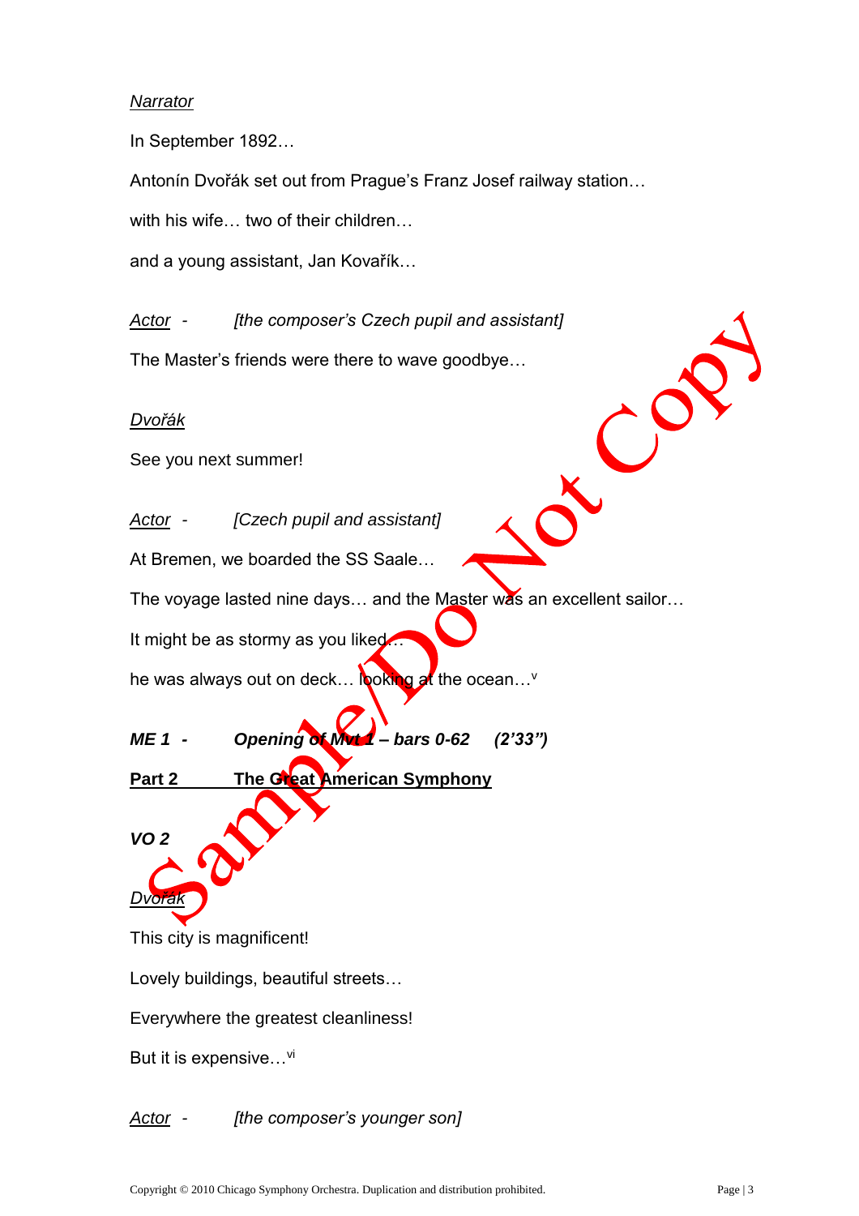*Narrator*

In September 1892…

Antonín Dvořák set out from Prague's Franz Josef railway station…

with his wife… two of their children…

and a young assistant, Jan Kovařík…

*Actor* - *[the composer's Czech pupil and assistant]*

The Master's friends were there to wave goodbye…

*Dvořák*

See you next summer!

*Actor* - *[Czech pupil and assistant]*

At Bremen, we boarded the SS Saale…

The voyage lasted nine days… and the Master was an excellent sailor…

It might be as stormy as you liked…

he was always out on deck… looking at the ocean…[v]

***ME 1 - Opening of Mvt 1 – bars 0-62 (2'33")***

**Part 2 The Great American Symphony**

***VO 2***

*Dvořák*

This city is magnificent!

Lovely buildings, beautiful streets…

Everywhere the greatest cleanliness!

But it is expensive…[vi]

*Actor* - *[the composer's younger son]*

Copyright © 2010 Chicago Symphony Orchestra. Duplication and distribution prohibited.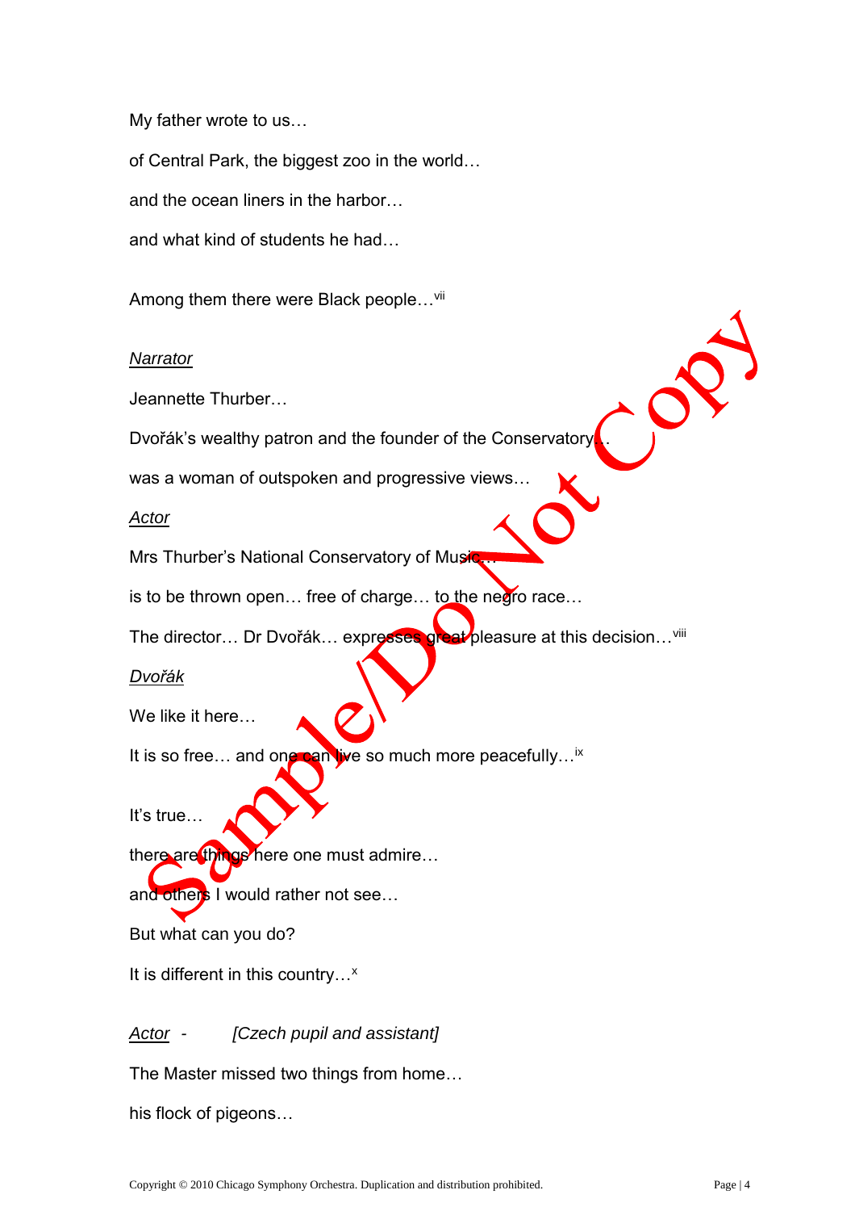My father wrote to us…

of Central Park, the biggest zoo in the world…

and the ocean liners in the harbor…

and what kind of students he had…

Among them there were Black people…[vii]

_Narrator_

Jeannette Thurber…

Dvořák's wealthy patron and the founder of the Conservatory…

was a woman of outspoken and progressive views…

_Actor_

Mrs Thurber's National Conservatory of Music…

is to be thrown open… free of charge… to the negro race…

The director… Dr Dvořák… expresses great pleasure at this decision…[viii]

_Dvořák_

We like it here…

It is so free… and one can live so much more peacefully…[ix]

It's true…

there are things here one must admire…

and others I would rather not see…

But what can you do?

It is different in this country…[x]

_Actor_ - *[Czech pupil and assistant]*

The Master missed two things from home…

his flock of pigeons…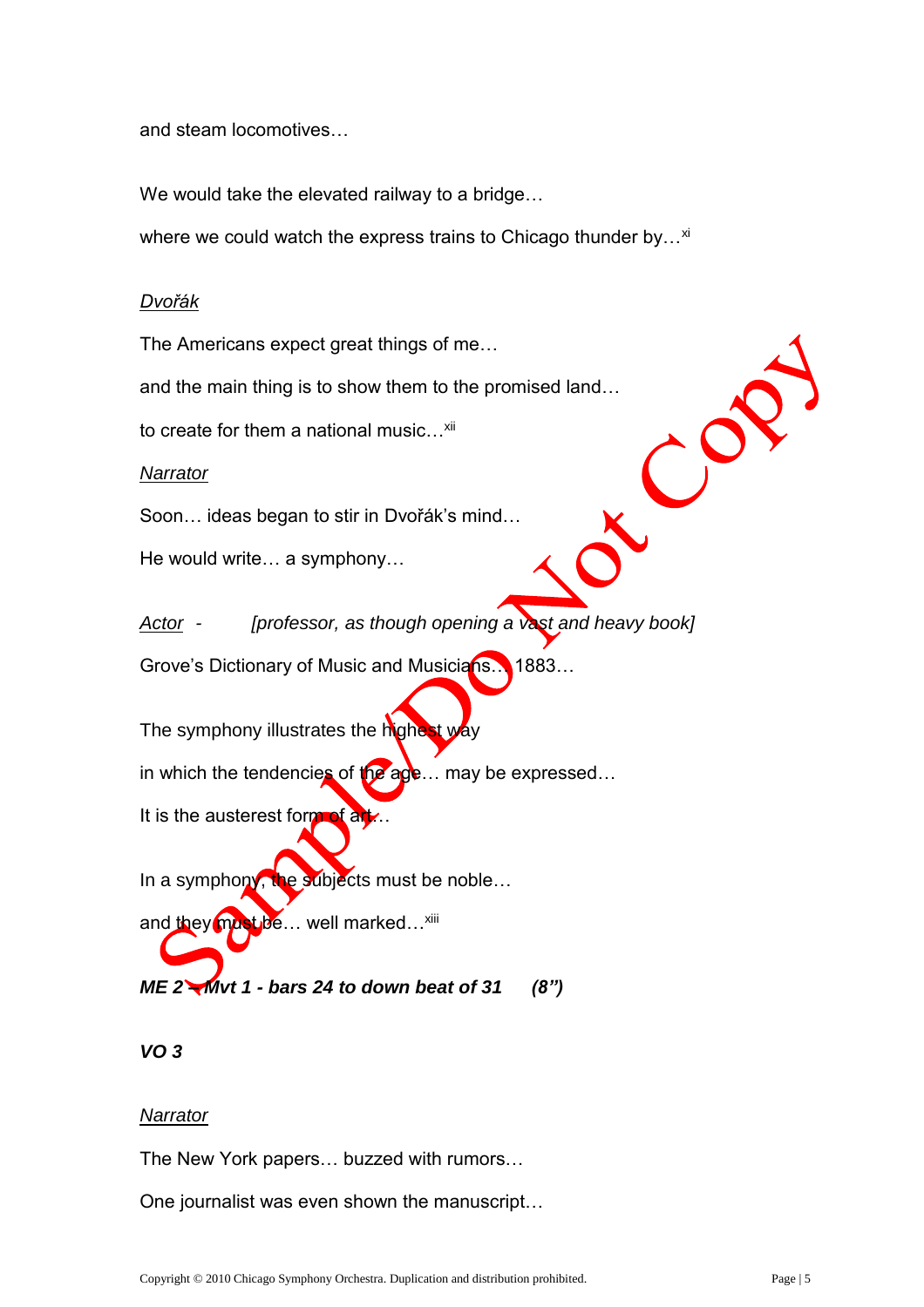and steam locomotives…

We would take the elevated railway to a bridge…

where we could watch the express trains to Chicago thunder by…[xi]

Dvořák

The Americans expect great things of me…

and the main thing is to show them to the promised land…

to create for them a national music…[xii]

Narrator

Soon… ideas began to stir in Dvořák's mind…

He would write… a symphony…

Actor - *[professor, as though opening a vast and heavy book]*

Grove's Dictionary of Music and Musicians… 1883…

The symphony illustrates the highest way

in which the tendencies of the age… may be expressed…

It is the austerest form of art…

In a symphony, the subjects must be noble…

and they must be… well marked…[xiii]

***ME 2 – Mvt 1 - bars 24 to down beat of 31 (8")***

***VO 3***

Narrator

The New York papers… buzzed with rumors…

One journalist was even shown the manuscript…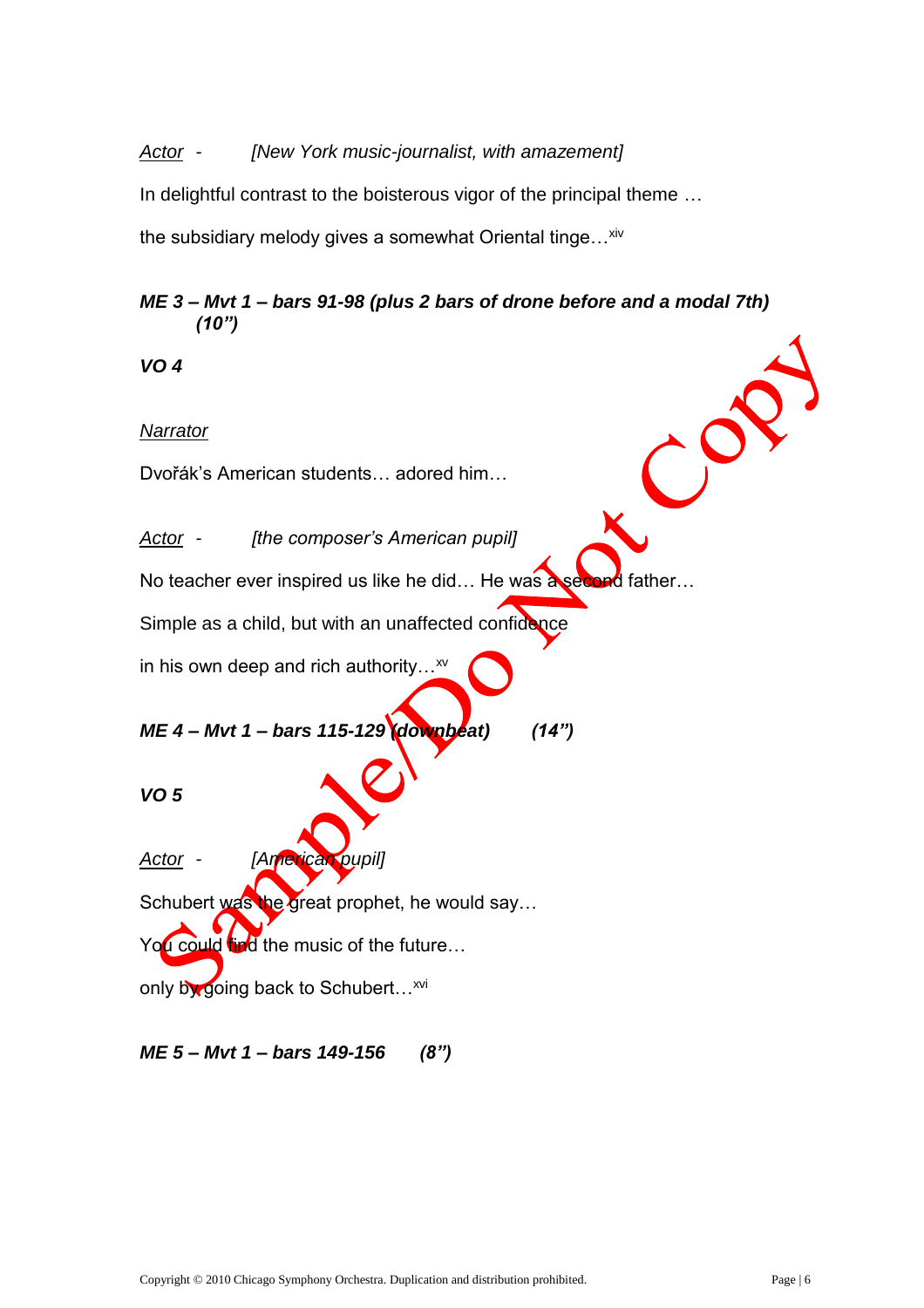*Actor* - *[New York music-journalist, with amazement]*

In delightful contrast to the boisterous vigor of the principal theme …

the subsidiary melody gives a somewhat Oriental tinge…[xiv]

***ME 3 – Mvt 1 – bars 91-98 (plus 2 bars of drone before and a modal 7th) (10")***

***VO 4***

*Narrator*

Dvořák's American students… adored him…

*Actor* - *[the composer's American pupil]*

No teacher ever inspired us like he did… He was a second father…

Simple as a child, but with an unaffected confidence

in his own deep and rich authority…[xv]

***ME 4 – Mvt 1 – bars 115-129 (downbeat) (14")***

***VO 5***

*Actor* - *[American pupil]*

Schubert was the great prophet, he would say…

You could find the music of the future…

only by going back to Schubert…[xvi]

***ME 5 – Mvt 1 – bars 149-156 (8")***

Copyright © 2010 Chicago Symphony Orchestra. Duplication and distribution prohibited.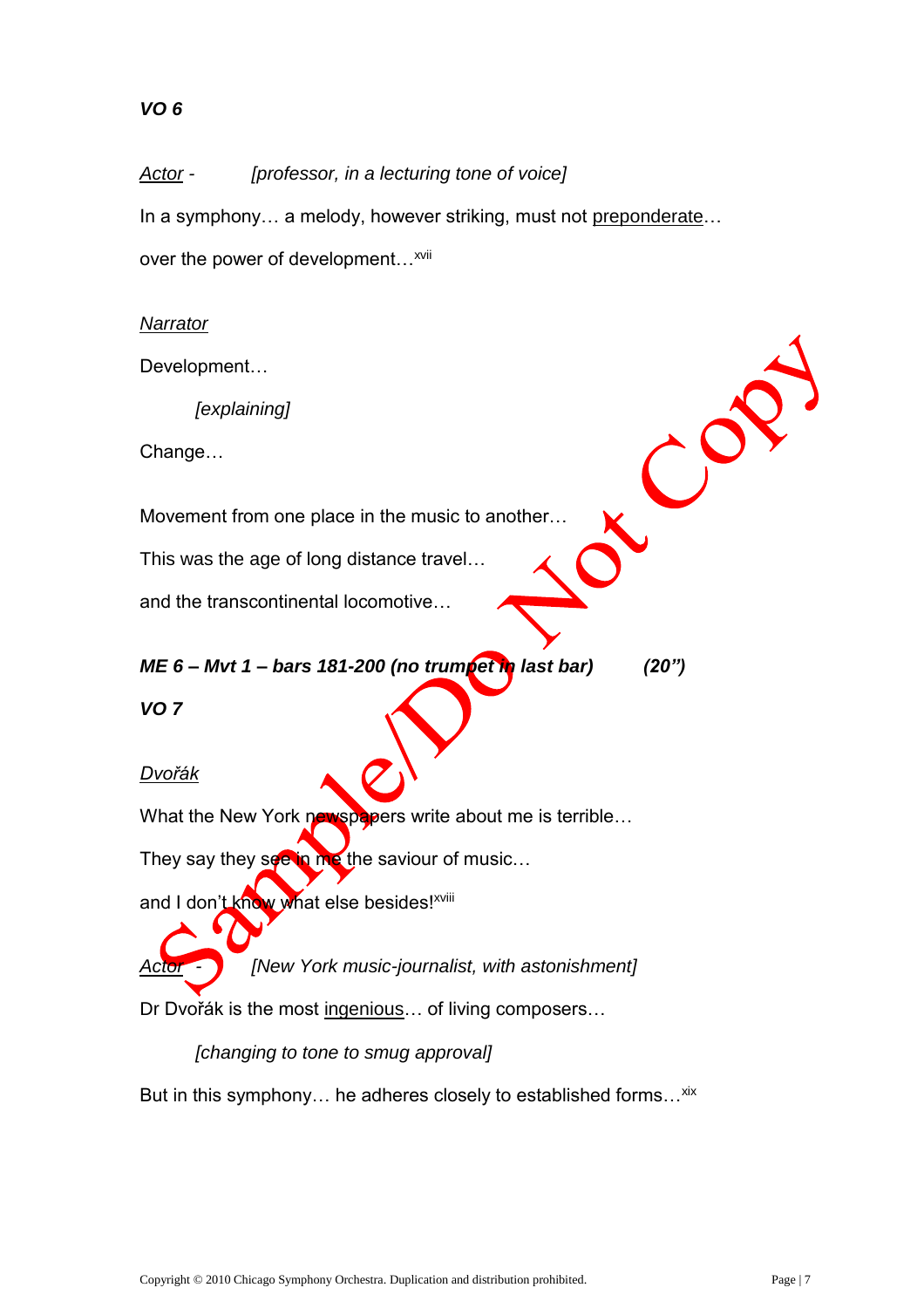***VO 6***

*Actor* - *[professor, in a lecturing tone of voice]*

In a symphony… a melody, however striking, must not preponderate… over the power of development…[xvii]

*Narrator*

Development…

*[explaining]*

Change…

Movement from one place in the music to another…

This was the age of long distance travel…

and the transcontinental locomotive…

***ME 6 – Mvt 1 – bars 181-200 (no trumpet in last bar) (20")***

***VO 7***

*Dvořák*

What the New York newspapers write about me is terrible…

They say they see in me the saviour of music…

and I don't know what else besides![xviii]

*Actor* - *[New York music-journalist, with astonishment]*

Dr Dvořák is the most ingenious… of living composers…

*[changing to tone to smug approval]*

But in this symphony… he adheres closely to established forms…[xix]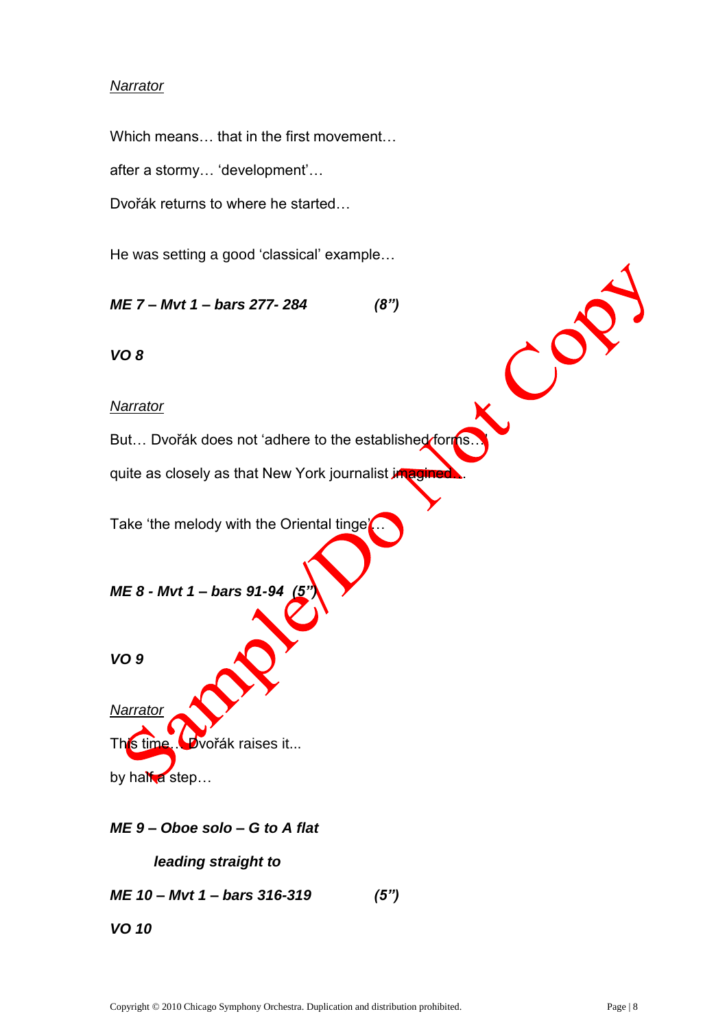*Narrator*

Which means… that in the first movement…

after a stormy… 'development'…

Dvořák returns to where he started…

He was setting a good 'classical' example…

***ME 7 – Mvt 1 – bars 277- 284*** ***(8")***

***VO 8***

*Narrator*

But… Dvořák does not 'adhere to the established forms…'

quite as closely as that New York journalist imagined…

Take 'the melody with the Oriental tinge'…

***ME 8 - Mvt 1 – bars 91-94 (5")***

***VO 9***

*Narrator*

This time… Dvořák raises it...

by half a step…

***ME 9 – Oboe solo – G to A flat***

***leading straight to***

***ME 10 – Mvt 1 – bars 316-319*** ***(5")***

***VO 10***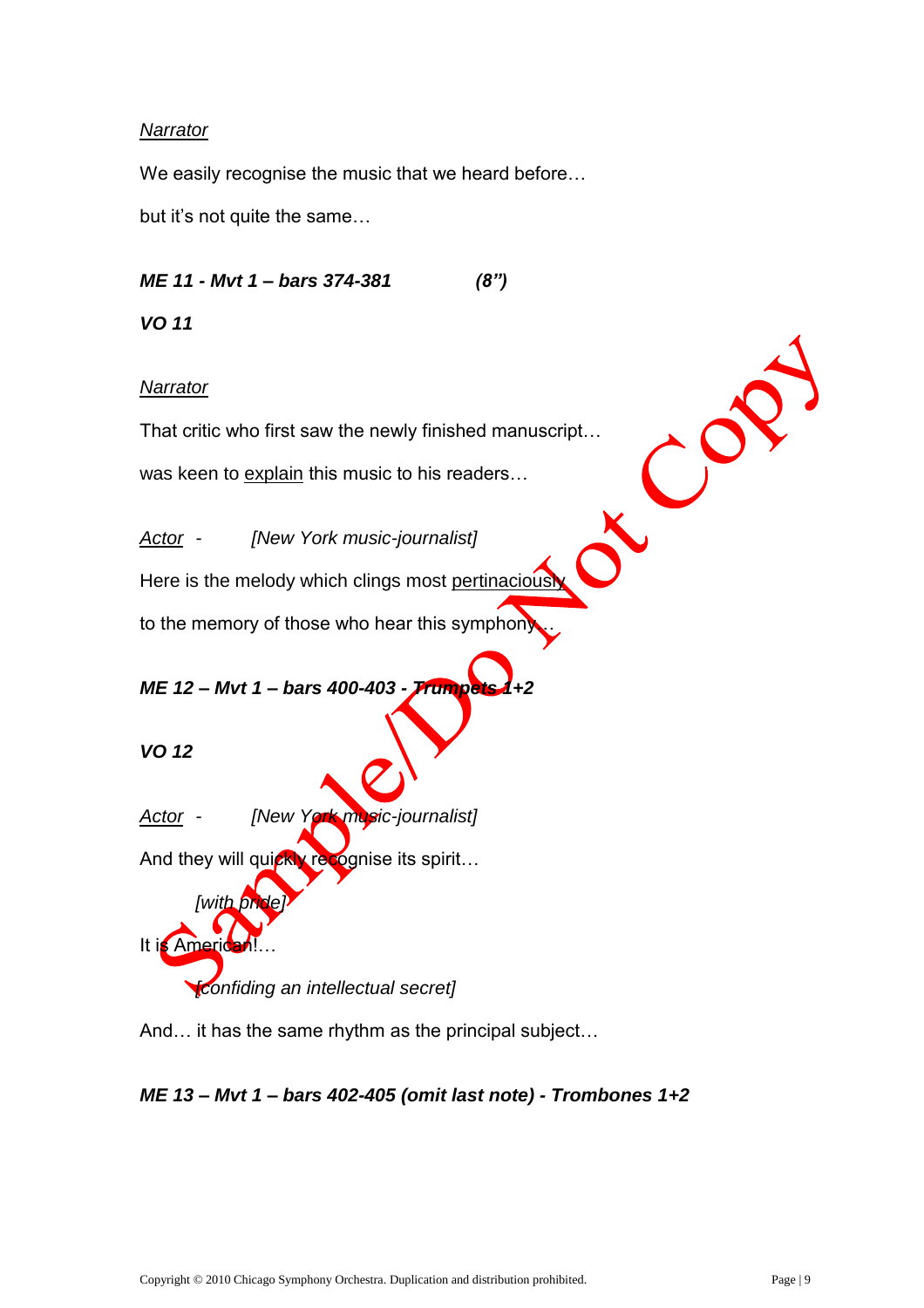_Narrator_

We easily recognise the music that we heard before…

but it's not quite the same…

***ME 11 - Mvt 1 – bars 374-381*** ***(8")***

***VO 11***

_Narrator_

That critic who first saw the newly finished manuscript…

was keen to <u>explain</u> this music to his readers…

_Actor_ - *[New York music-journalist]*

Here is the melody which clings most <u>pertinaciously</u>

to the memory of those who hear this symphony…

***ME 12 – Mvt 1 – bars 400-403 - Trumpets 1+2***

***VO 12***

_Actor_ - *[New York music-journalist]*

And they will quickly recognise its spirit…

*[with pride]*

It is American!…

*[confiding an intellectual secret]*

And… it has the same rhythm as the principal subject…

***ME 13 – Mvt 1 – bars 402-405 (omit last note) - Trombones 1+2***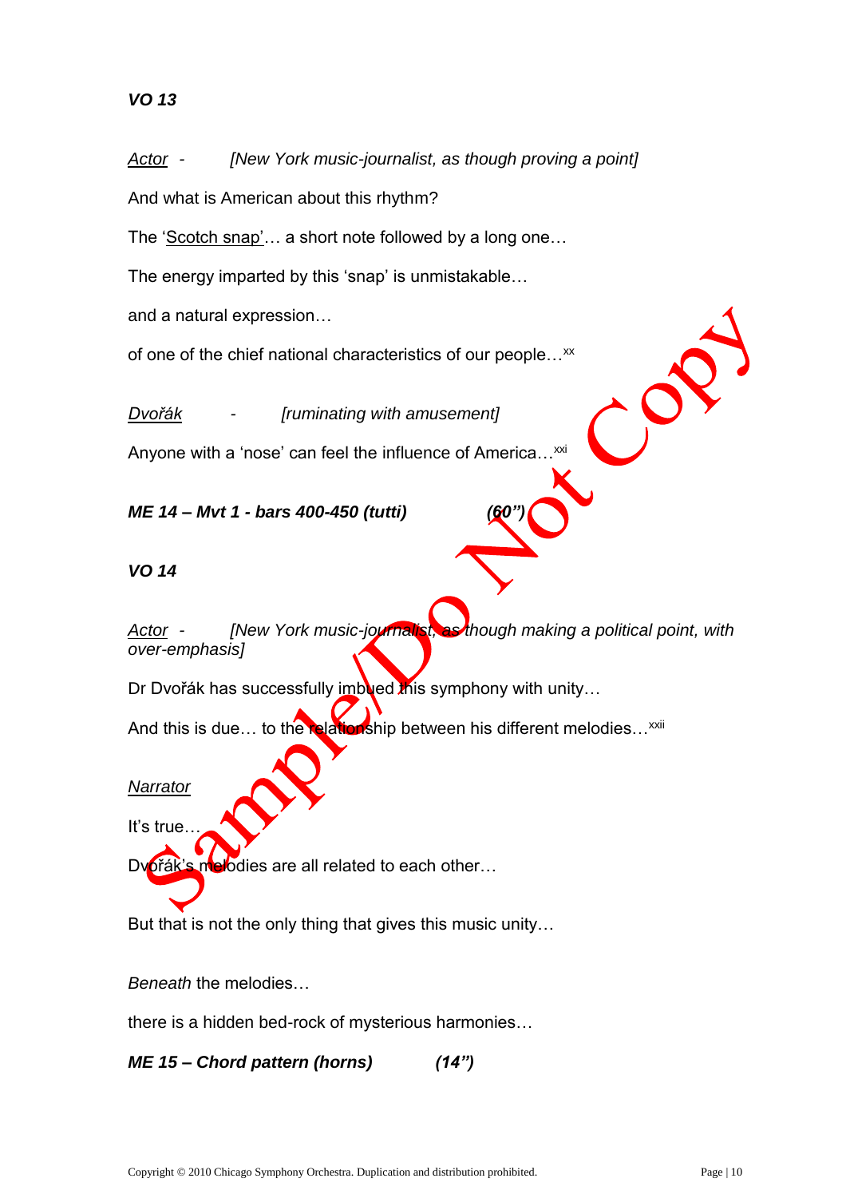***VO 13***

*<u>Actor</u> - [New York music-journalist, as though proving a point]*

And what is American about this rhythm?

The '<u>Scotch snap</u>'… a short note followed by a long one…

The energy imparted by this 'snap' is unmistakable…

and a natural expression…

of one of the chief national characteristics of our people…[xx]

*<u>Dvořák</u> - [ruminating with amusement]*

Anyone with a 'nose' can feel the influence of America…[xxi]

***ME 14 – Mvt 1 - bars 400-450 (tutti) (60")***

***VO 14***

*<u>Actor</u> - [New York music-journalist, as though making a political point, with over-emphasis]*

Dr Dvořák has successfully imbued this symphony with unity…

And this is due… to the relationship between his different melodies…[xxii]

<u>Narrator</u>

It's true…

Dvořák's melodies are all related to each other…

But that is not the only thing that gives this music unity…

*Beneath* the melodies…

there is a hidden bed-rock of mysterious harmonies…

***ME 15 – Chord pattern (horns) (14")***

Copyright © 2010 Chicago Symphony Orchestra. Duplication and distribution prohibited.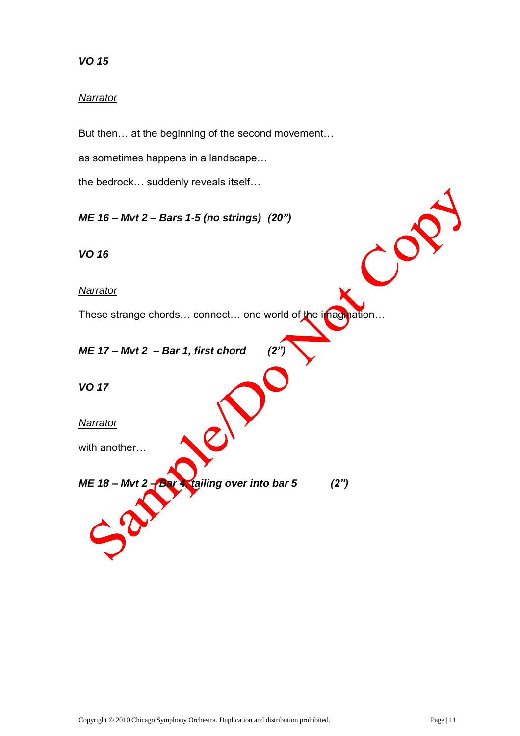***VO 15***

<u>*Narrator*</u>

But then… at the beginning of the second movement…

as sometimes happens in a landscape…

the bedrock… suddenly reveals itself…

***ME 16 – Mvt 2 – Bars 1-5 (no strings) (20")***

***VO 16***

<u>*Narrator*</u>

These strange chords… connect… one world of the imagination…

***ME 17 – Mvt 2 – Bar 1, first chord (2")***

***VO 17***

<u>*Narrator*</u>

with another…

***ME 18 – Mvt 2 – Bar 4, tailing over into bar 5 (2")***

Sample/Do Not Copy

Copyright © 2010 Chicago Symphony Orchestra. Duplication and distribution prohibited.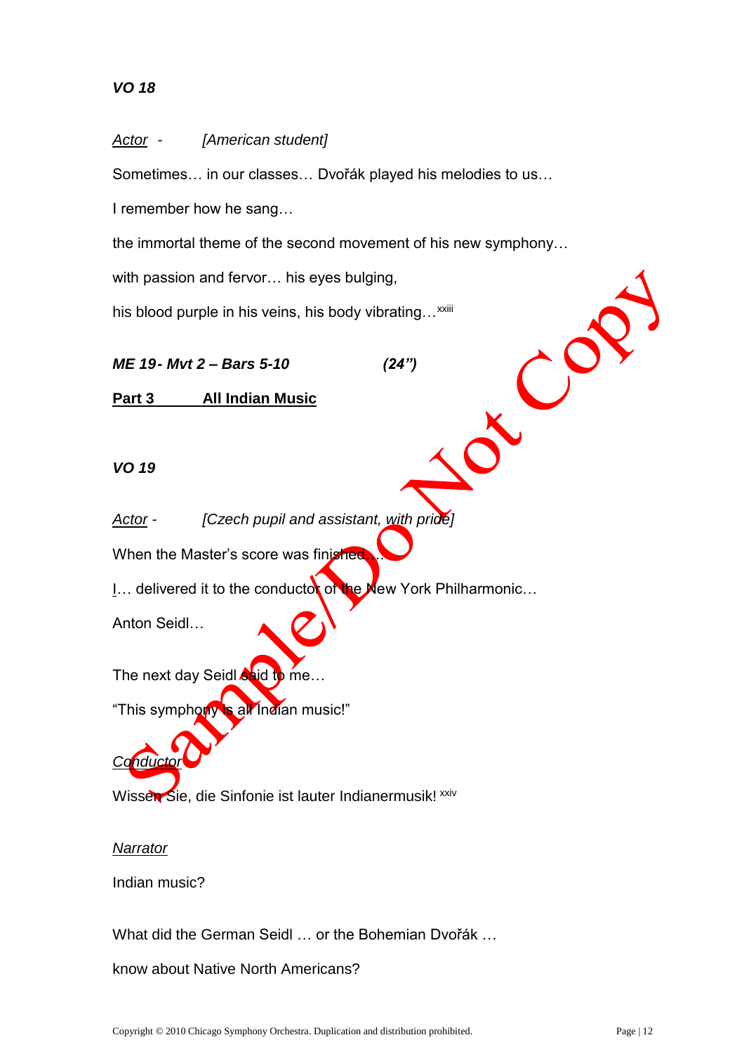***VO 18***

*Actor* - *[American student]*

Sometimes… in our classes… Dvořák played his melodies to us…

I remember how he sang…

the immortal theme of the second movement of his new symphony…

with passion and fervor… his eyes bulging,

his blood purple in his veins, his body vibrating…[xxiii]

***ME 19- Mvt 2 – Bars 5-10*** ***(24")***

**Part 3 All Indian Music**

***VO 19***

*Actor* - *[Czech pupil and assistant, with pride]*

When the Master's score was finished….

I… delivered it to the conductor of the New York Philharmonic…

Anton Seidl…

The next day Seidl said to me…

"This symphony is all Indian music!"

*Conductor*

Wissen Sie, die Sinfonie ist lauter Indianermusik! [xxiv]

*Narrator*

Indian music?

What did the German Seidl … or the Bohemian Dvořák …

know about Native North Americans?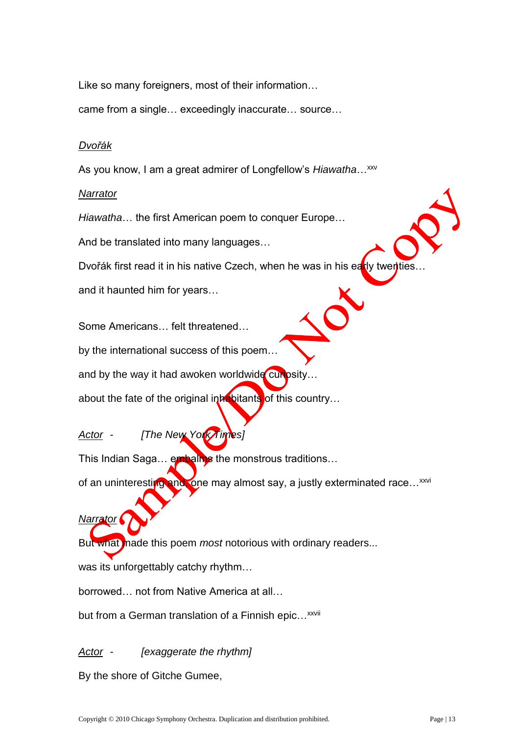Like so many foreigners, most of their information…

came from a single… exceedingly inaccurate… source…

Dvořák

As you know, I am a great admirer of Longfellow's *Hiawatha*…[xxv]

Narrator

*Hiawatha*… the first American poem to conquer Europe…

And be translated into many languages…

Dvořák first read it in his native Czech, when he was in his early twenties…

and it haunted him for years…

Some Americans… felt threatened…

by the international success of this poem…

and by the way it had awoken worldwide curiosity…

about the fate of the original inhabitants of this country…

Actor - *[The New York Times]*

This Indian Saga… embalms the monstrous traditions…

of an uninteresting and, one may almost say, a justly exterminated race…[xxvi]

Narrator

But what made this poem *most* notorious with ordinary readers...

was its unforgettably catchy rhythm…

borrowed… not from Native America at all…

but from a German translation of a Finnish epic…[xxvii]

Actor - *[exaggerate the rhythm]*

By the shore of Gitche Gumee,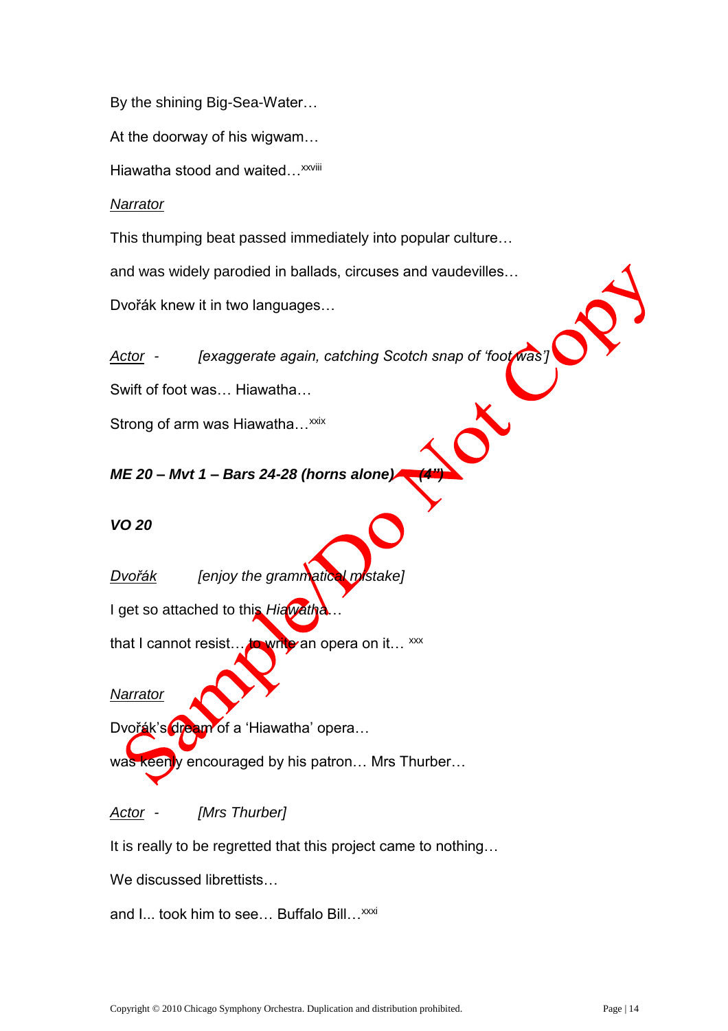By the shining Big-Sea-Water…

At the doorway of his wigwam…

Hiawatha stood and waited…[xxviii]

_Narrator_

This thumping beat passed immediately into popular culture…

and was widely parodied in ballads, circuses and vaudevilles…

Dvořák knew it in two languages…

_Actor_ - *[exaggerate again, catching Scotch snap of 'foot was']*

Swift of foot was… Hiawatha…

Strong of arm was Hiawatha…[xxix]

***ME 20 – Mvt 1 – Bars 24-28 (horns alone) (4")***

***VO 20***

_Dvořák_ *[enjoy the grammatical mistake]*

I get so attached to this *Hiawatha*…

that I cannot resist… to write an opera on it… [xxx]

_Narrator_

Dvořák's dream of a 'Hiawatha' opera…

was keenly encouraged by his patron… Mrs Thurber…

_Actor_ - *[Mrs Thurber]*

It is really to be regretted that this project came to nothing…

We discussed librettists…

and I... took him to see… Buffalo Bill…[xxxi]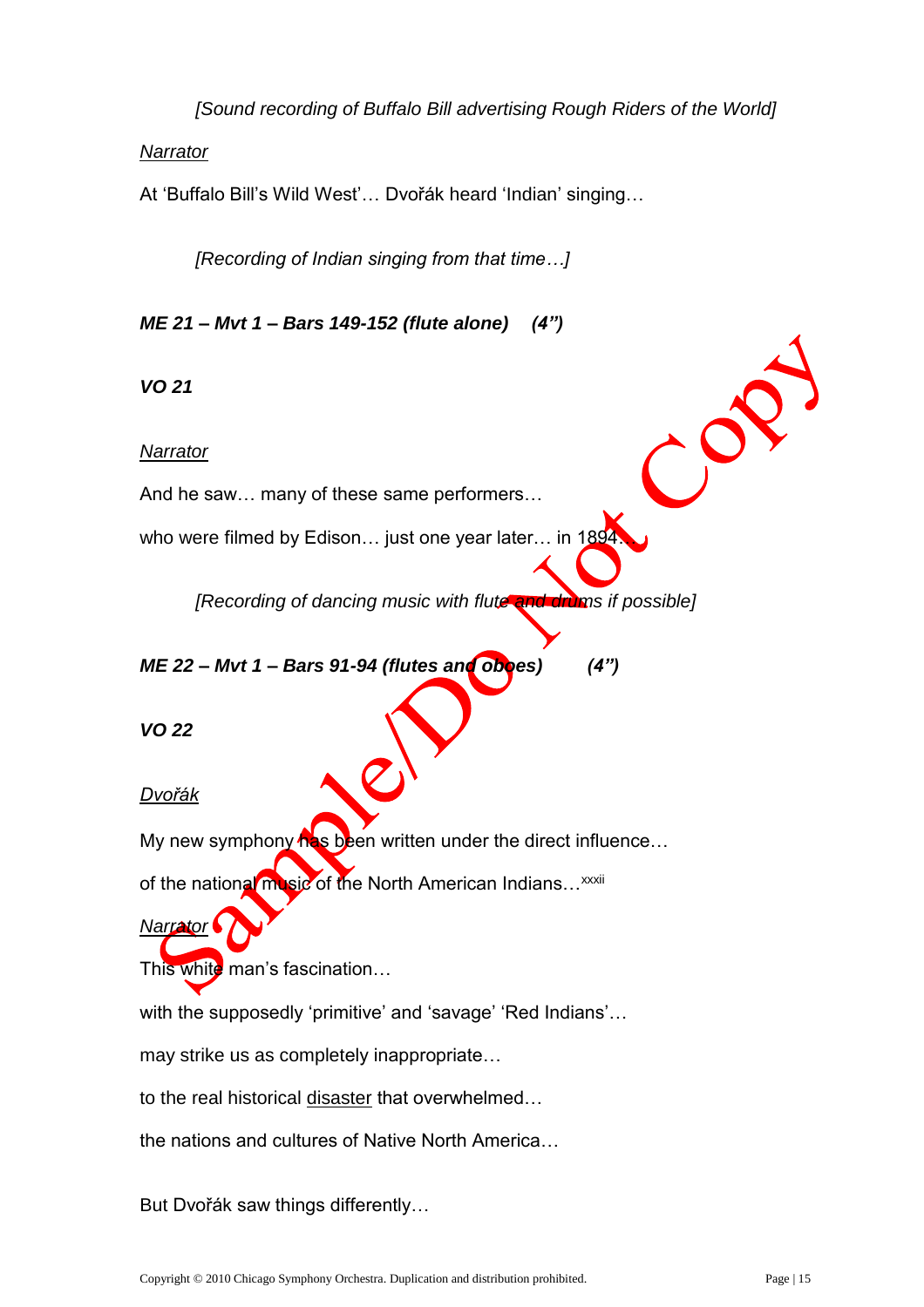*[Sound recording of Buffalo Bill advertising Rough Riders of the World]*

<u>Narrator</u>

At 'Buffalo Bill's Wild West'… Dvořák heard 'Indian' singing…

*[Recording of Indian singing from that time…]*

***ME 21 – Mvt 1 – Bars 149-152 (flute alone) (4")***

***VO 21***

<u>Narrator</u>

And he saw… many of these same performers…

who were filmed by Edison… just one year later… in 1894…

*[Recording of dancing music with flute and drums if possible]*

***ME 22 – Mvt 1 – Bars 91-94 (flutes and oboes) (4")***

***VO 22***

<u>Dvořák</u>

My new symphony has been written under the direct influence…

of the national music of the North American Indians…[xxxii]

<u>Narrator</u>

This white man's fascination…

with the supposedly 'primitive' and 'savage' 'Red Indians'…

may strike us as completely inappropriate…

to the real historical <u>disaster</u> that overwhelmed…

the nations and cultures of Native North America…

But Dvořák saw things differently…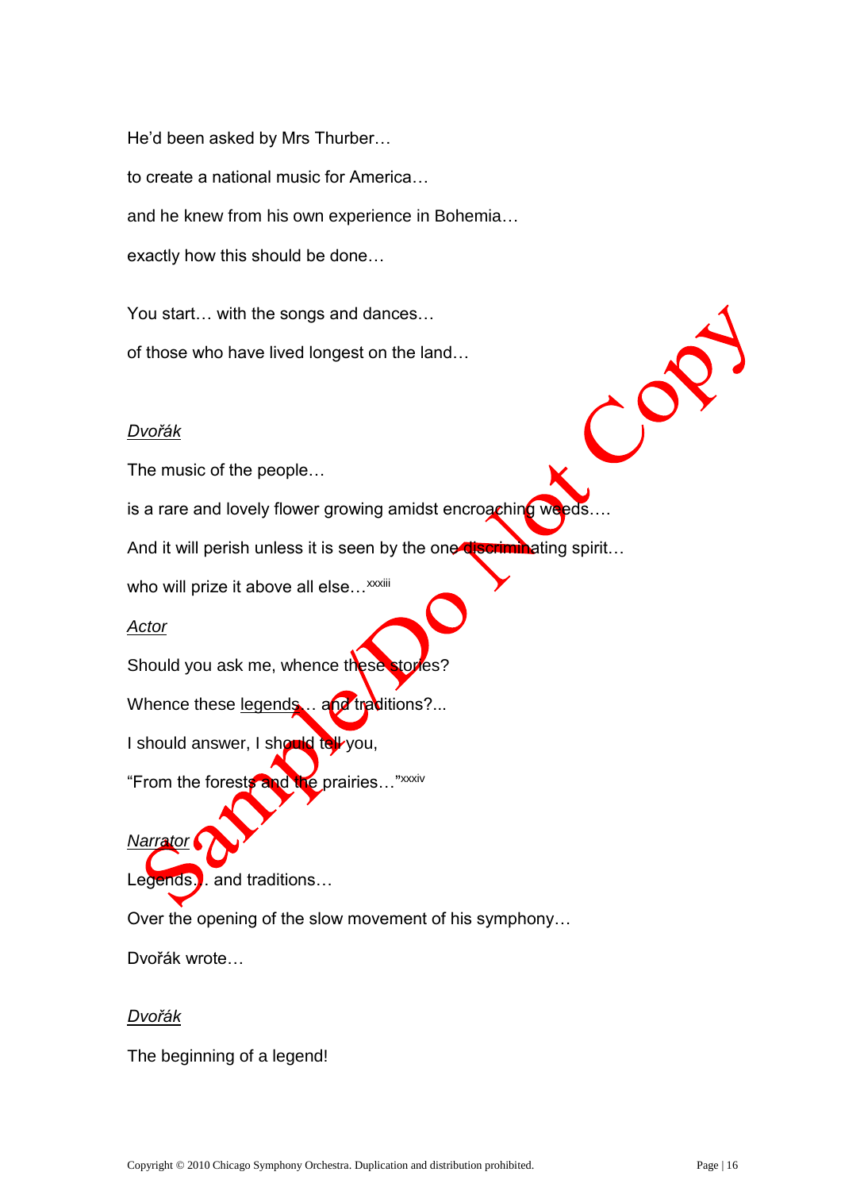He'd been asked by Mrs Thurber…

to create a national music for America…

and he knew from his own experience in Bohemia…

exactly how this should be done…

You start… with the songs and dances…

of those who have lived longest on the land…

<u>*Dvořák*</u>

The music of the people…

is a rare and lovely flower growing amidst encroaching weeds….

And it will perish unless it is seen by the one discriminating spirit…

who will prize it above all else…[xxxiii]

<u>*Actor*</u>

Should you ask me, whence these stories?

Whence these <u>legends</u>… and traditions?...

I should answer, I should tell you,

"From the forests and the prairies…"[xxxiv]

<u>*Narrator*</u>

Legends… and traditions…

Over the opening of the slow movement of his symphony…

Dvořák wrote…

<u>*Dvořák*</u>

The beginning of a legend!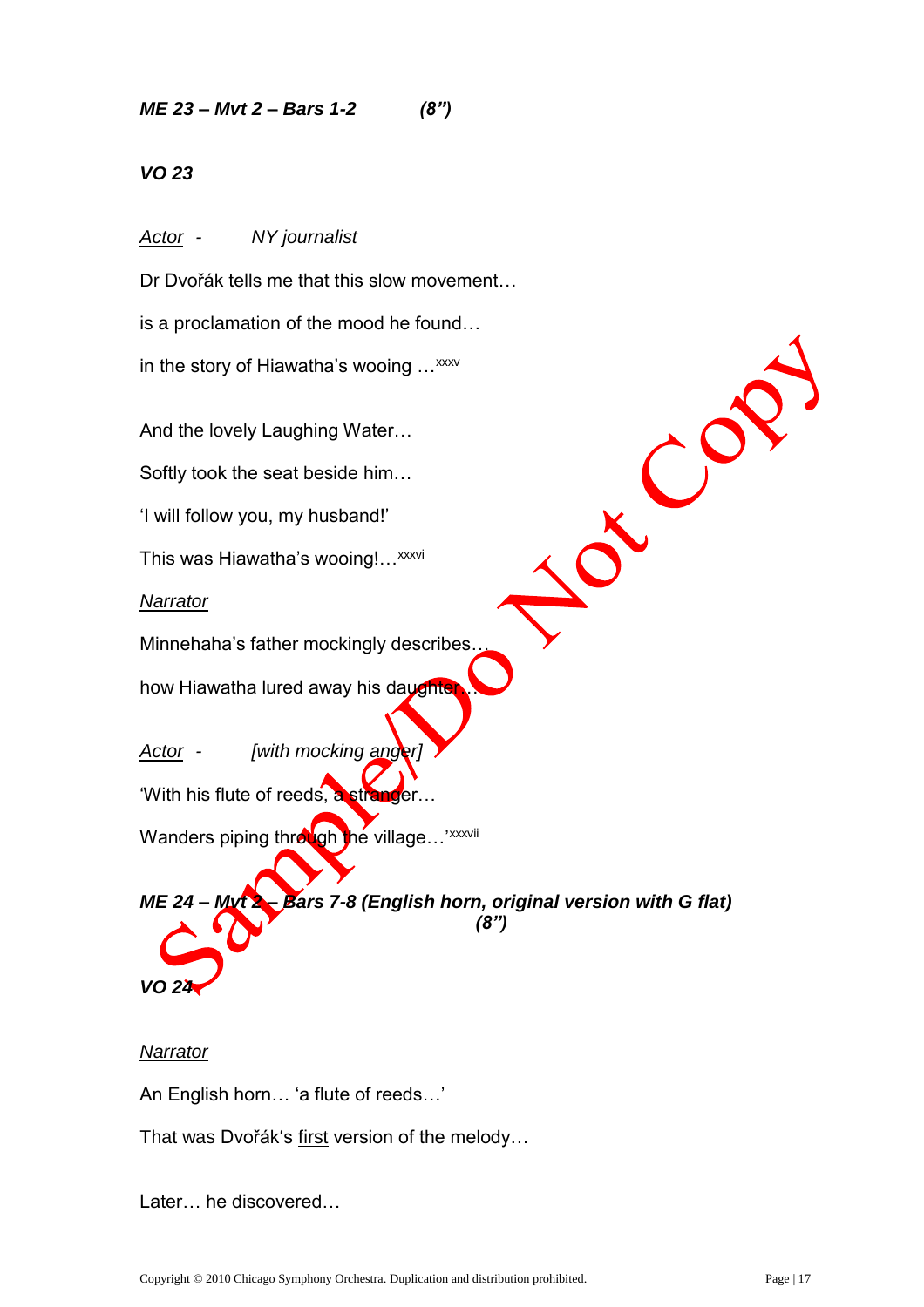***ME 23 – Mvt 2 – Bars 1-2 (8")***

***VO 23***

<u>Actor</u> - *NY journalist*

Dr Dvořák tells me that this slow movement…

is a proclamation of the mood he found…

in the story of Hiawatha's wooing …[xxxv]

And the lovely Laughing Water…

Softly took the seat beside him…

'I will follow you, my husband!'

This was Hiawatha's wooing!…[xxxvi]

<u>Narrator</u>

Minnehaha's father mockingly describes…

how Hiawatha lured away his daughter…

<u>Actor</u> - *[with mocking anger]*

'With his flute of reeds, a stranger…

Wanders piping through the village…'[xxxvii]

***ME 24 – Mvt 2 – Bars 7-8 (English horn, original version with G flat) (8")***

***VO 24***

<u>Narrator</u>

An English horn… 'a flute of reeds…'

That was Dvořák's <u>first</u> version of the melody…

Later… he discovered…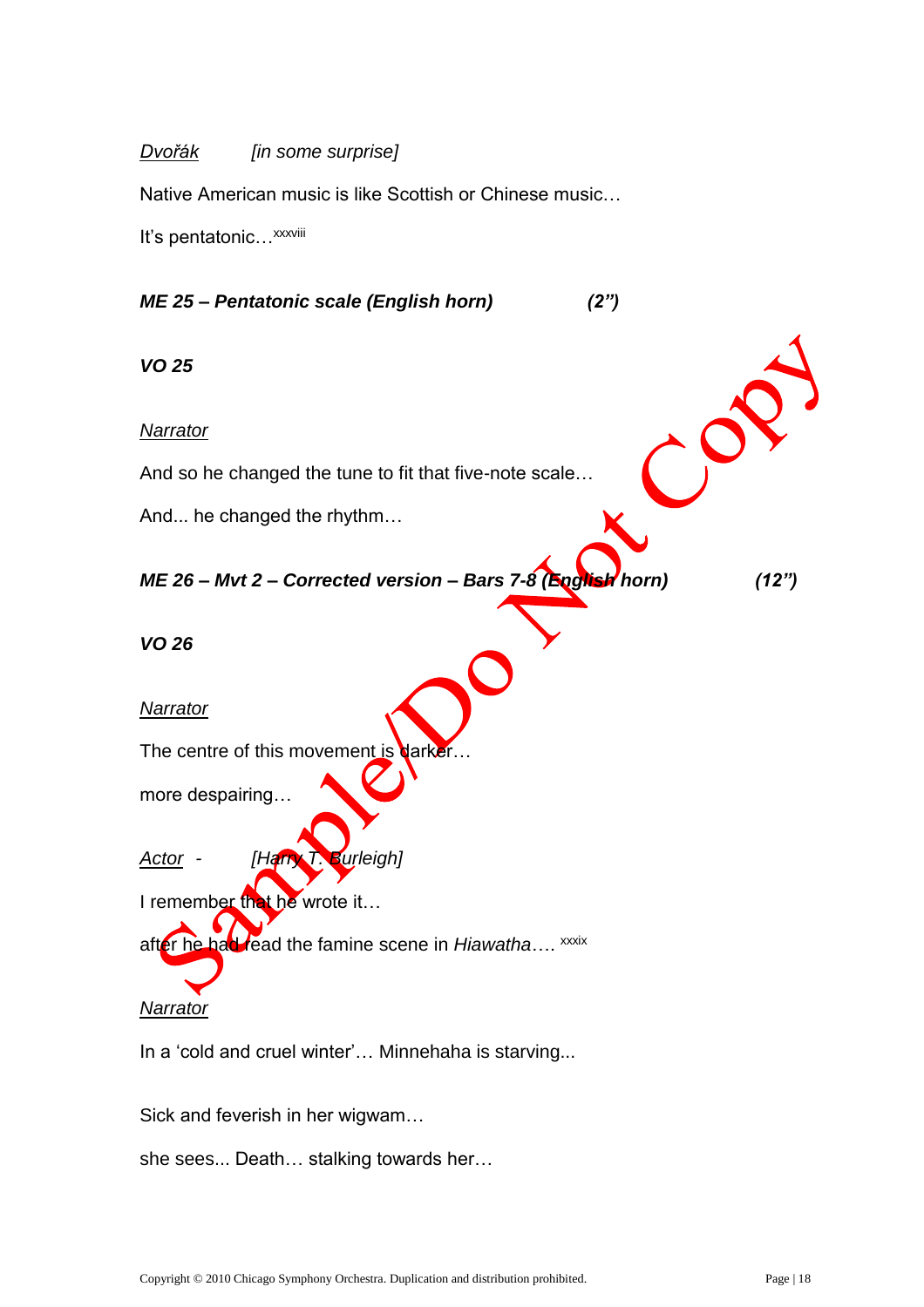*Dvořák* *[in some surprise]*

Native American music is like Scottish or Chinese music…

It's pentatonic…[xxxviii]

***ME 25 – Pentatonic scale (English horn)*** ***(2")***

***VO 25***

*Narrator*

And so he changed the tune to fit that five-note scale…

And... he changed the rhythm…

***ME 26 – Mvt 2 – Corrected version – Bars 7-8 (English horn)*** ***(12")***

***VO 26***

*Narrator*

The centre of this movement is darker…

more despairing…

*Actor* - *[Harry T. Burleigh]*

I remember that he wrote it…

after he had read the famine scene in *Hiawatha*…. [xxxix]

*Narrator*

In a 'cold and cruel winter'… Minnehaha is starving...

Sick and feverish in her wigwam…

she sees... Death… stalking towards her…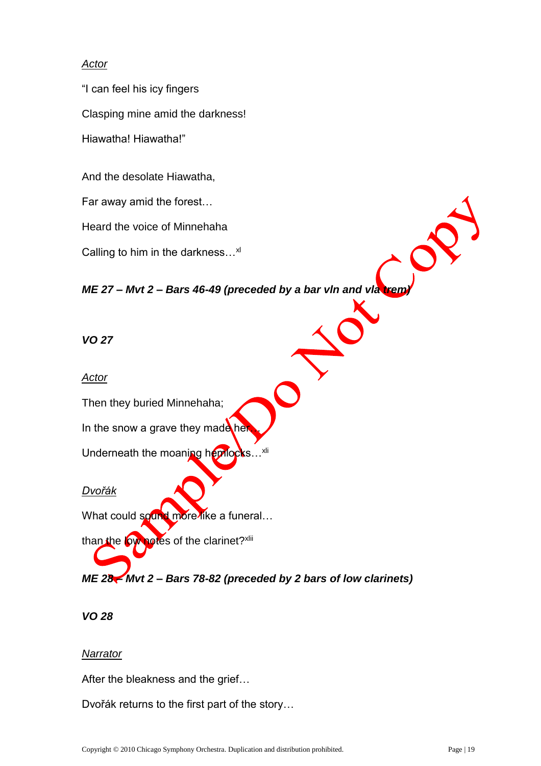*Actor*

"I can feel his icy fingers

Clasping mine amid the darkness!

Hiawatha! Hiawatha!"

And the desolate Hiawatha,

Far away amid the forest…

Heard the voice of Minnehaha

Calling to him in the darkness…[xl]

***ME 27 – Mvt 2 – Bars 46-49 (preceded by a bar vln and vla trem)***

***VO 27***

*Actor*

Then they buried Minnehaha;

In the snow a grave they made her…

Underneath the moaning hemlocks…[xli]

*Dvořák*

What could sound more like a funeral…

than the low notes of the clarinet?[xlii]

***ME 28 – Mvt 2 – Bars 78-82 (preceded by 2 bars of low clarinets)***

***VO 28***

*Narrator*

After the bleakness and the grief…

Dvořák returns to the first part of the story…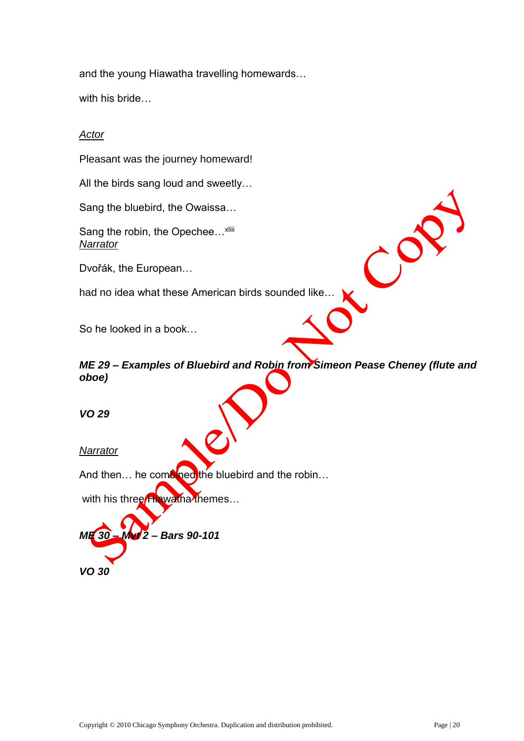and the young Hiawatha travelling homewards…

with his bride…

_Actor_

Pleasant was the journey homeward!

All the birds sang loud and sweetly…

Sang the bluebird, the Owaissa…

Sang the robin, the Opechee…[xliii]

_Narrator_

Dvořák, the European…

had no idea what these American birds sounded like…

So he looked in a book…

***ME 29 – Examples of Bluebird and Robin from Simeon Pease Cheney (flute and oboe)***

***VO 29***

_Narrator_

And then… he combined the bluebird and the robin…

with his three Hiawatha themes…

***ME 30 – Mvt 2 – Bars 90-101***

***VO 30***